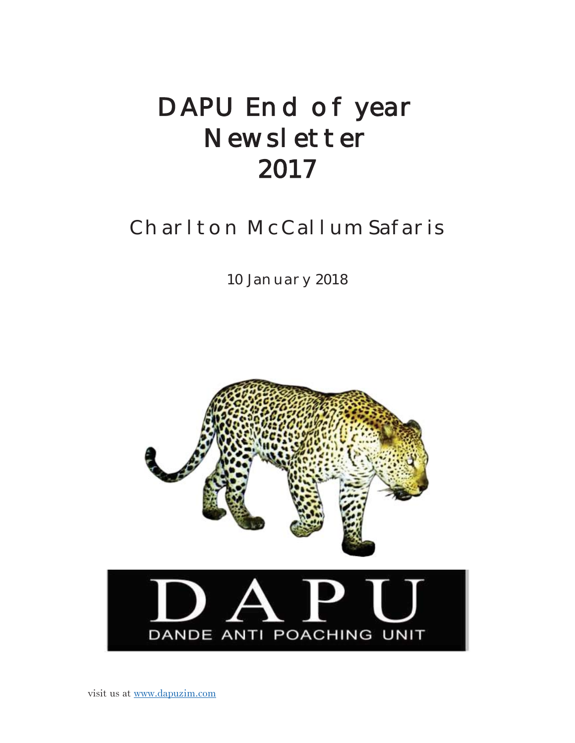# DAPU End of year Newsletter 2017

## Charlton McCallum Safaris

10 January 2018

DAPU

DANDE ANTI POACHING UNIT

visit us at [www.dapuzim.com](http://www.dapuzim.com)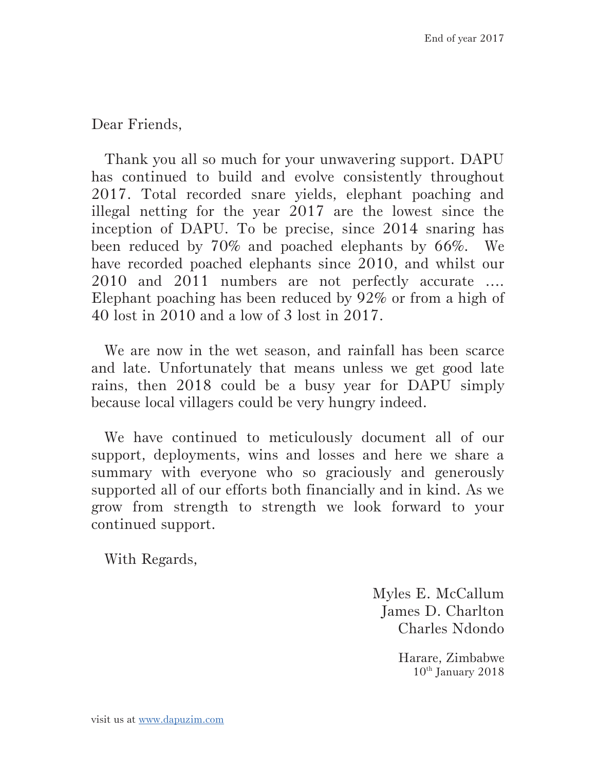End of year 2017

Dear Friends,

Thank you all so much for your unwavering support. DAPU has continued to build and evolve consistently throughout 2017. Total recorded snare yields, elephant poaching and illegal netting for the year 2017 are the lowest since the inception of DAPU. To be precise, since 2014 snaring has been reduced by 70% and poached elephants by 66%. We have recorded poached elephants since 2010, and whilst our 2010 and 2011 numbers are not perfectly accurate …. Elephant poaching has been reduced by 92% or from a high of 40 lost in 2010 and a low of 3 lost in 2017.

We are now in the wet season, and rainfall has been scarce and late. Unfortunately that means unless we get good late rains, then 2018 could be a busy year for DAPU simply because local villagers could be very hungry indeed.

We have continued to meticulously document all of our support, deployments, wins and losses and here we share a summary with everyone who so graciously and generously supported all of our efforts both financially and in kind. As we grow from strength to strength we look forward to your continued support.

With Regards,

Myles E. McCallum
James D. Charlton
Charles Ndondo

Harare, Zimbabwe
10th January 2018

visit us at [www.dapuzim.com](http://www.dapuzim.com)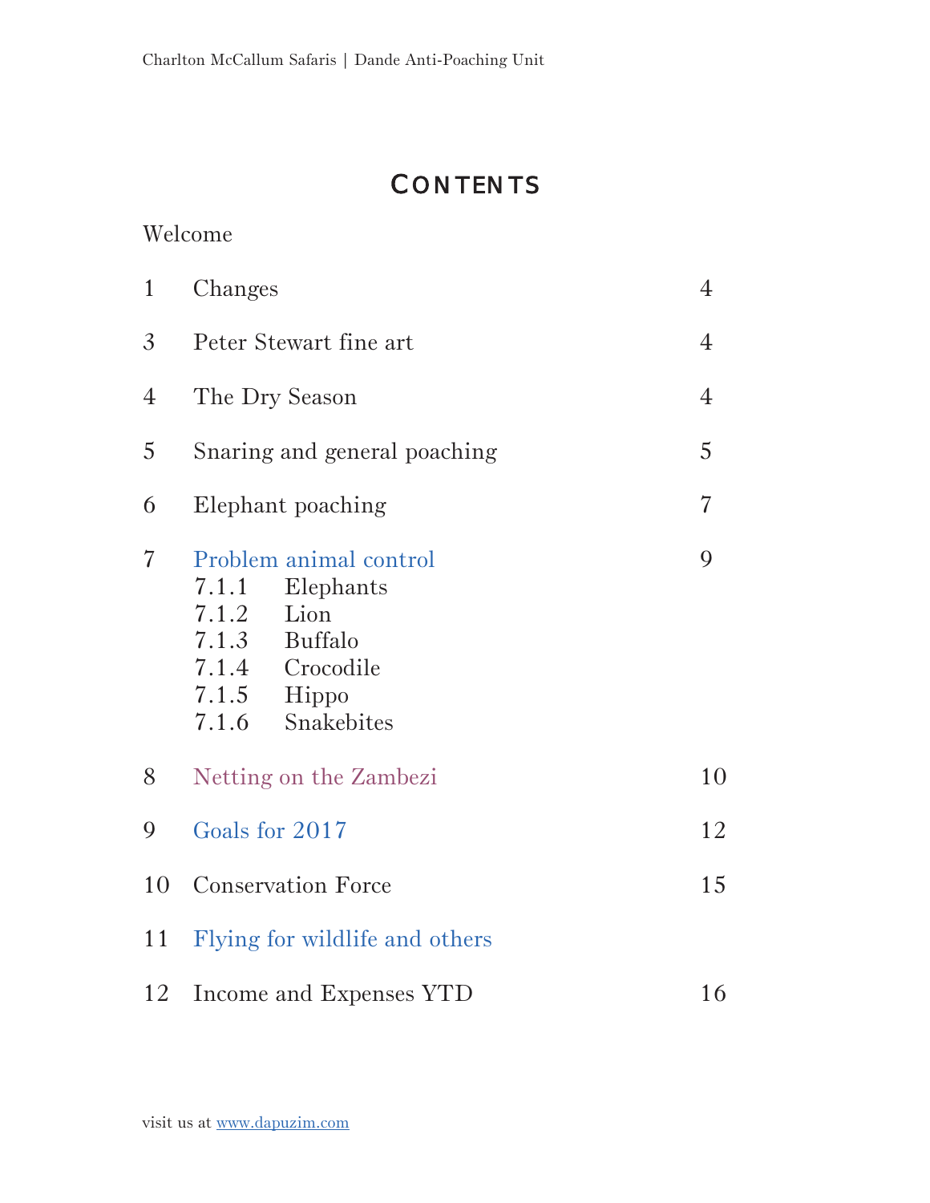# Contents

Welcome

| | | |
|---|---|---|
| 1 | Changes | 4 |
| 3 | Peter Stewart fine art | 4 |
| 4 | The Dry Season | 4 |
| 5 | Snaring and general poaching | 5 |
| 6 | Elephant poaching | 7 |
| 7 | Problem animal control | 9 |
| | 7.1.1 Elephants | |
| | 7.1.2 Lion | |
| | 7.1.3 Buffalo | |
| | 7.1.4 Crocodile | |
| | 7.1.5 Hippo | |
| | 7.1.6 Snakebites | |
| 8 | Netting on the Zambezi | 10 |
| 9 | Goals for 2017 | 12 |
| 10 | Conservation Force | 15 |
| 11 | Flying for wildlife and others | |
| 12 | Income and Expenses YTD | 16 |

visit us at www.dapuzim.com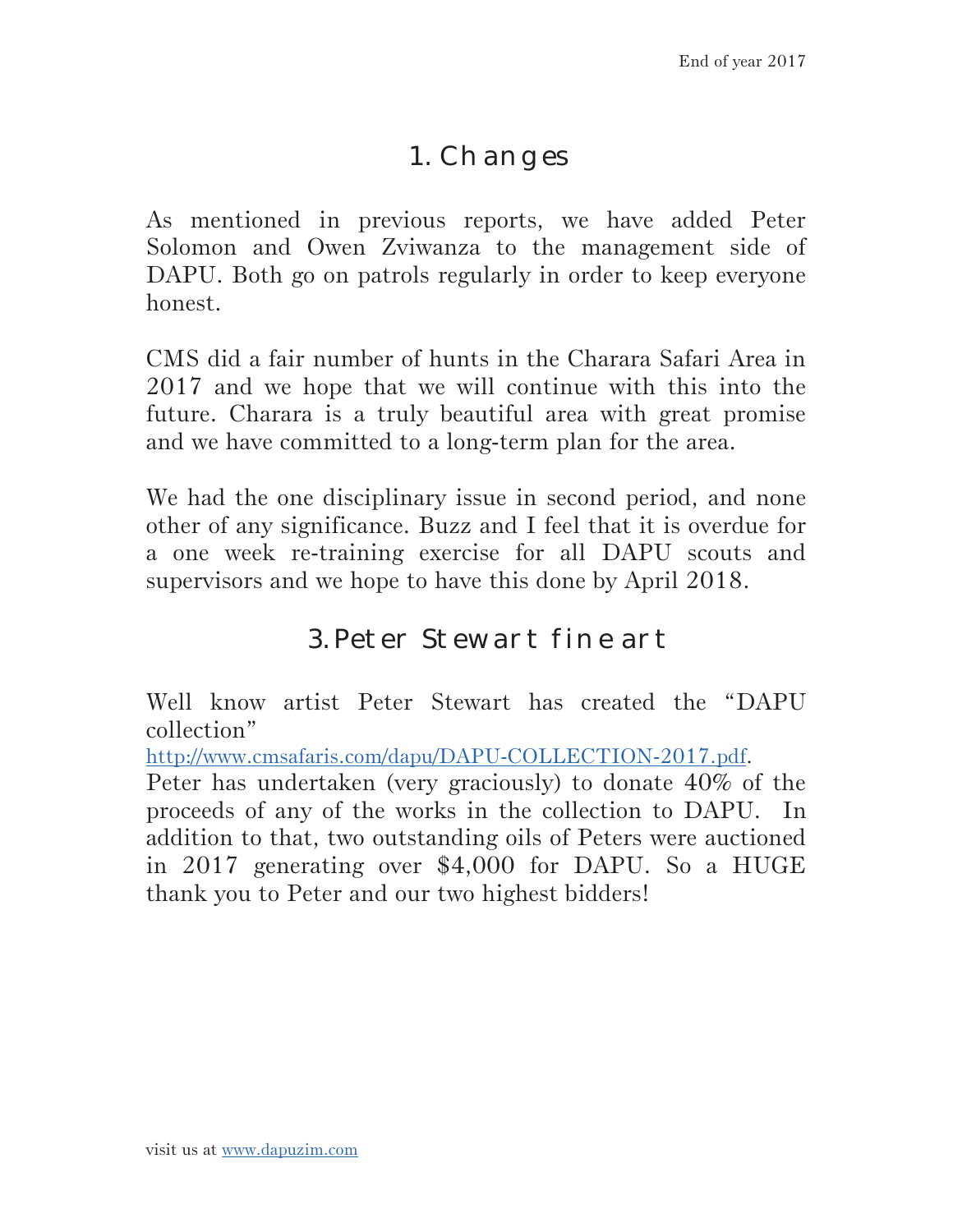# 1. Changes

As mentioned in previous reports, we have added Peter Solomon and Owen Zviwanza to the management side of DAPU. Both go on patrols regularly in order to keep everyone honest.

CMS did a fair number of hunts in the Charara Safari Area in 2017 and we hope that we will continue with this into the future. Charara is a truly beautiful area with great promise and we have committed to a long-term plan for the area.

We had the one disciplinary issue in second period, and none other of any significance. Buzz and I feel that it is overdue for a one week re-training exercise for all DAPU scouts and supervisors and we hope to have this done by April 2018.

# 3. Peter Stewart fine art

Well know artist Peter Stewart has created the "DAPU collection" http://www.cmsafaris.com/dapu/DAPU-COLLECTION-2017.pdf. Peter has undertaken (very graciously) to donate 40% of the proceeds of any of the works in the collection to DAPU. In addition to that, two outstanding oils of Peters were auctioned in 2017 generating over $4,000 for DAPU. So a HUGE thank you to Peter and our two highest bidders!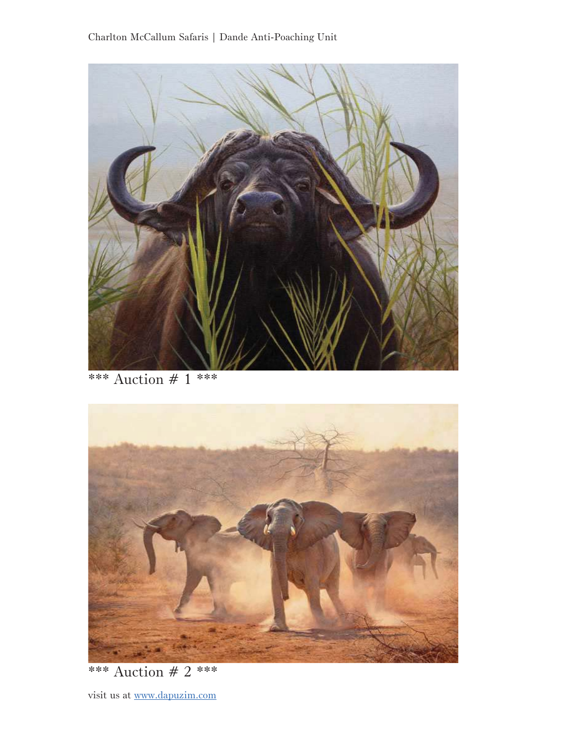*** Auction # 1 ***

*** Auction # 2 ***

visit us at [www.dapuzim.com](http://www.dapuzim.com)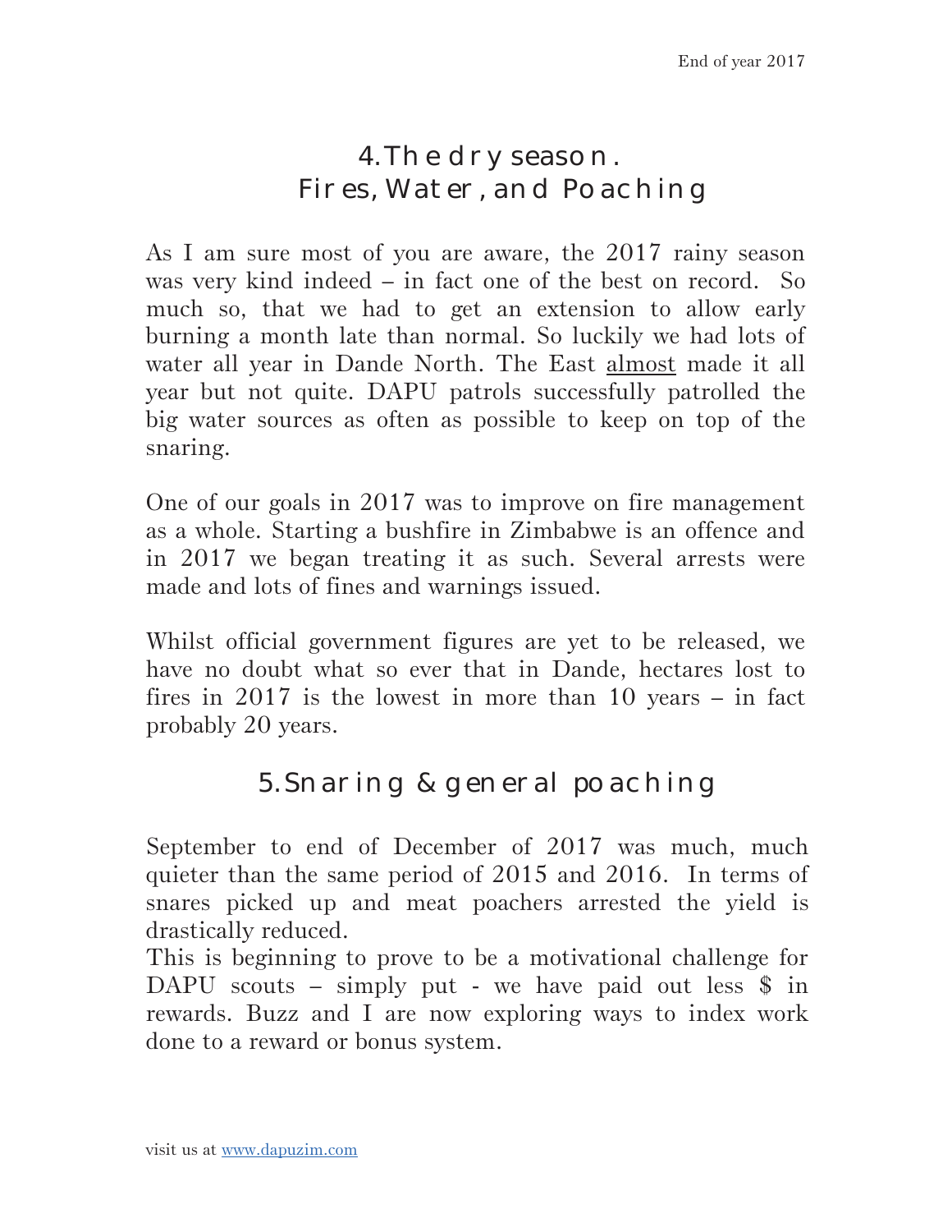## 4. The dry season. Fires, Water, and Poaching

As I am sure most of you are aware, the 2017 rainy season was very kind indeed – in fact one of the best on record. So much so, that we had to get an extension to allow early burning a month late than normal. So luckily we had lots of water all year in Dande North. The East almost made it all year but not quite. DAPU patrols successfully patrolled the big water sources as often as possible to keep on top of the snaring.

One of our goals in 2017 was to improve on fire management as a whole. Starting a bushfire in Zimbabwe is an offence and in 2017 we began treating it as such. Several arrests were made and lots of fines and warnings issued.

Whilst official government figures are yet to be released, we have no doubt what so ever that in Dande, hectares lost to fires in 2017 is the lowest in more than 10 years – in fact probably 20 years.

## 5. Snaring & general poaching

September to end of December of 2017 was much, much quieter than the same period of 2015 and 2016. In terms of snares picked up and meat poachers arrested the yield is drastically reduced.

This is beginning to prove to be a motivational challenge for DAPU scouts – simply put - we have paid out less $ in rewards. Buzz and I are now exploring ways to index work done to a reward or bonus system.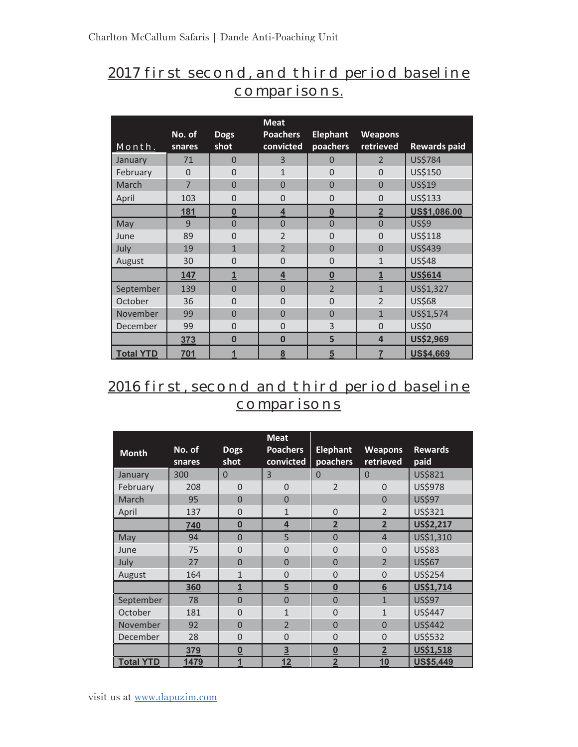## 2017 first second, and third period baseline comparisons.

| Month. | No. of snares | Dogs shot | Meat Poachers convicted | Elephant poachers | Weapons retrieved | Rewards paid |
|---|---|---|---|---|---|---|
| January | 71 | 0 | 3 | 0 | 2 | US$784 |
| February | 0 | 0 | 1 | 0 | 0 | US$150 |
| March | 7 | 0 | 0 | 0 | 0 | US$19 |
| April | 103 | 0 | 0 | 0 | 0 | US$133 |
| | **181** | **0** | **4** | **0** | **2** | **US$1,086.00** |
| May | 9 | 0 | 0 | 0 | 0 | US$9 |
| June | 89 | 0 | 2 | 0 | 0 | US$118 |
| July | 19 | 1 | 2 | 0 | 0 | US$439 |
| August | 30 | 0 | 0 | 0 | 1 | US$48 |
| | **147** | **1** | **4** | **0** | **1** | **US$614** |
| September | 139 | 0 | 0 | 2 | 1 | US$1,327 |
| October | 36 | 0 | 0 | 0 | 2 | US$68 |
| November | 99 | 0 | 0 | 0 | 1 | US$1,574 |
| December | 99 | 0 | 0 | 3 | 0 | US$0 |
| | **373** | **0** | **0** | **5** | **4** | **US$2,969** |
| **Total YTD** | **701** | **1** | **8** | **5** | **7** | **US$4,669** |

## 2016 first, second and third period baseline comparisons

| Month | No. of snares | Dogs shot | Meat Poachers convicted | Elephant poachers | Weapons retrieved | Rewards paid |
|---|---|---|---|---|---|---|
| January | 300 | 0 | 3 | 0 | 0 | US$821 |
| February | 208 | 0 | 0 | 2 | 0 | US$978 |
| March | 95 | 0 | 0 | | 0 | US$97 |
| April | 137 | 0 | 1 | 0 | 2 | US$321 |
| | **740** | **0** | **4** | **2** | **2** | **US$2,217** |
| May | 94 | 0 | 5 | 0 | 4 | US$1,310 |
| June | 75 | 0 | 0 | 0 | 0 | US$83 |
| July | 27 | 0 | 0 | 0 | 2 | US$67 |
| August | 164 | 1 | 0 | 0 | 0 | US$254 |
| | **360** | **1** | **5** | **0** | **6** | **US$1,714** |
| September | 78 | 0 | 0 | 0 | 1 | US$97 |
| October | 181 | 0 | 1 | 0 | 1 | US$447 |
| November | 92 | 0 | 2 | 0 | 0 | US$442 |
| December | 28 | 0 | 0 | 0 | 0 | US$532 |
| | **379** | **0** | **3** | **0** | **2** | **US$1,518** |
| **Total YTD** | **1479** | **1** | **12** | **2** | **10** | **US$5,449** |

visit us at www.dapuzim.com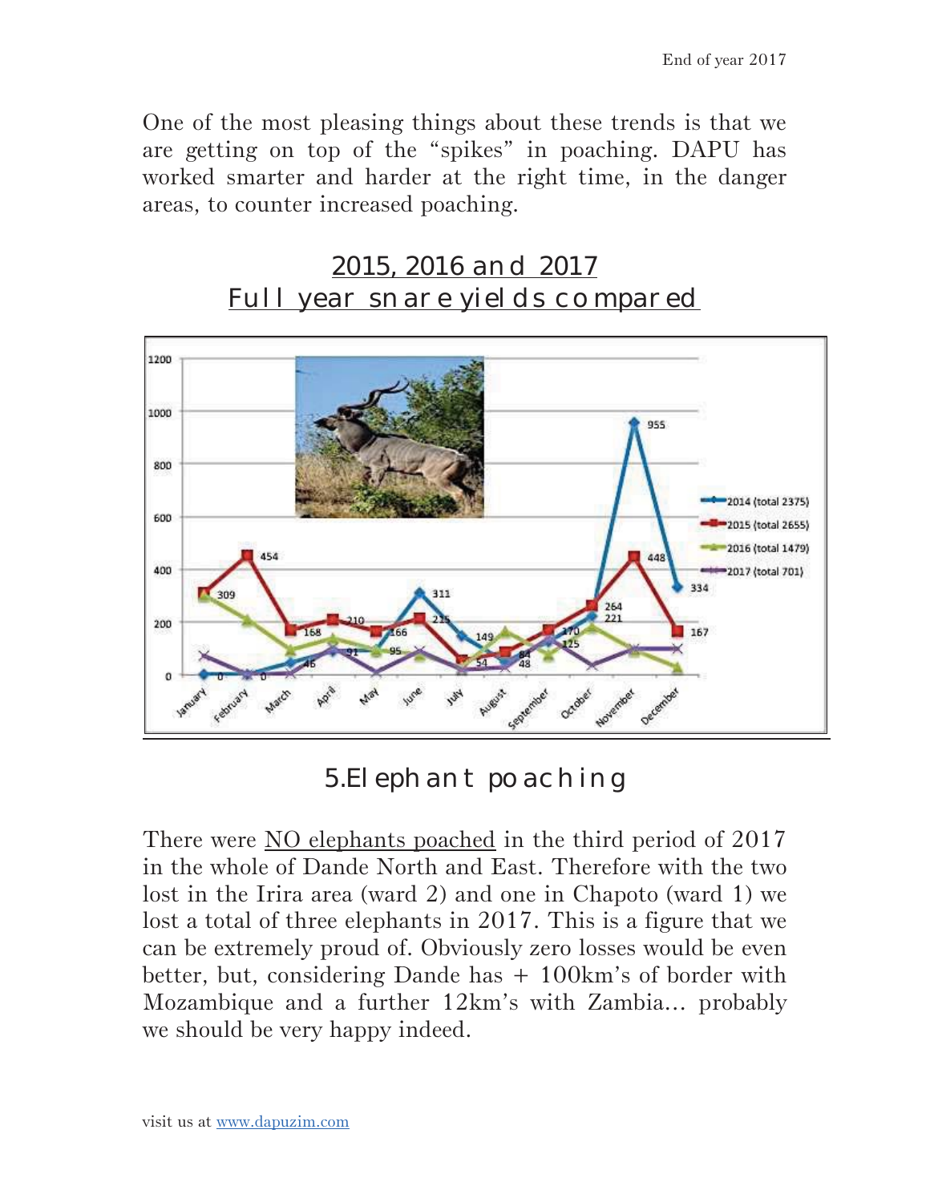One of the most pleasing things about these trends is that we are getting on top of the "spikes" in poaching. DAPU has worked smarter and harder at the right time, in the danger areas, to counter increased poaching.

## 2015, 2016 and 2017
## Full year snare yields compared

## 5.Elephant poaching

There were NO elephants poached in the third period of 2017 in the whole of Dande North and East. Therefore with the two lost in the Irira area (ward 2) and one in Chapoto (ward 1) we lost a total of three elephants in 2017. This is a figure that we can be extremely proud of. Obviously zero losses would be even better, but, considering Dande has + 100km's of border with Mozambique and a further 12km's with Zambia... probably we should be very happy indeed.

visit us at [www.dapuzim.com](http://www.dapuzim.com)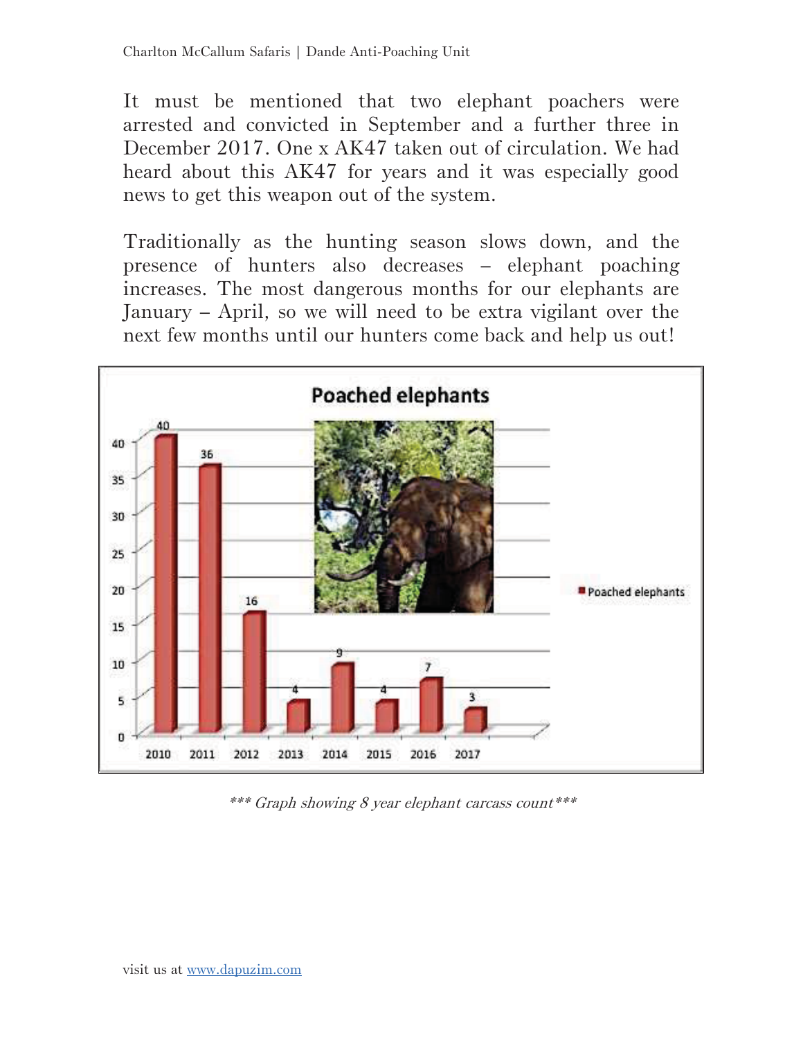It must be mentioned that two elephant poachers were arrested and convicted in September and a further three in December 2017. One x AK47 taken out of circulation. We had heard about this AK47 for years and it was especially good news to get this weapon out of the system.

Traditionally as the hunting season slows down, and the presence of hunters also decreases – elephant poaching increases. The most dangerous months for our elephants are January – April, so we will need to be extra vigilant over the next few months until our hunters come back and help us out!

**Poached elephants**

| Year | Poached elephants |
|---|---|
| 2010 | 40 |
| 2011 | 36 |
| 2012 | 16 |
| 2013 | 4 |
| 2014 | 9 |
| 2015 | 4 |
| 2016 | 7 |
| 2017 | 3 |

*\*\*\* Graph showing 8 year elephant carcass count\*\*\**

visit us at [www.dapuzim.com](http://www.dapuzim.com)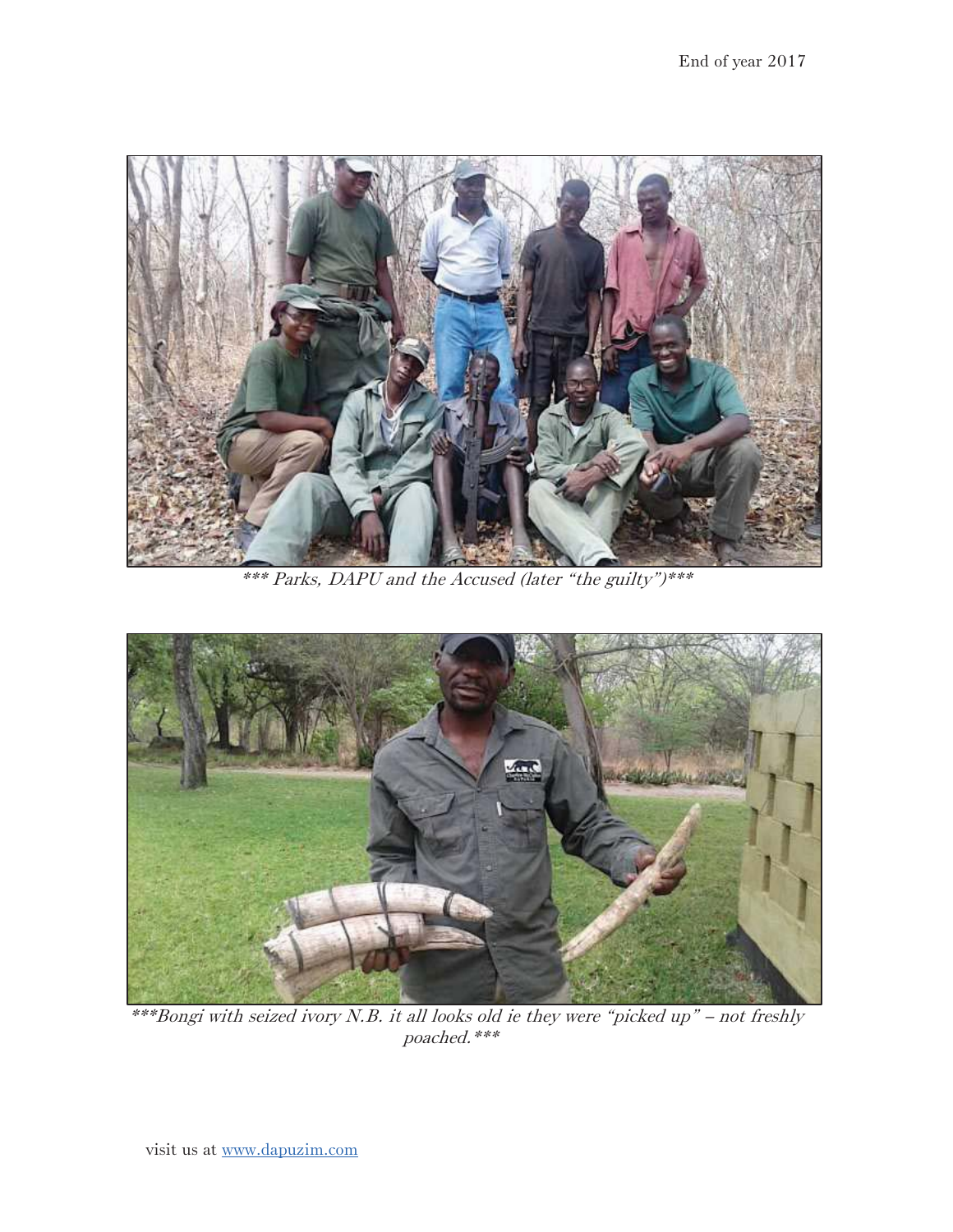*** Parks, DAPU and the Accused (later "the guilty")***

***Bongi with seized ivory N.B. it all looks old ie they were "picked up" – not freshly poached.***

visit us at [www.dapuzim.com](http://www.dapuzim.com)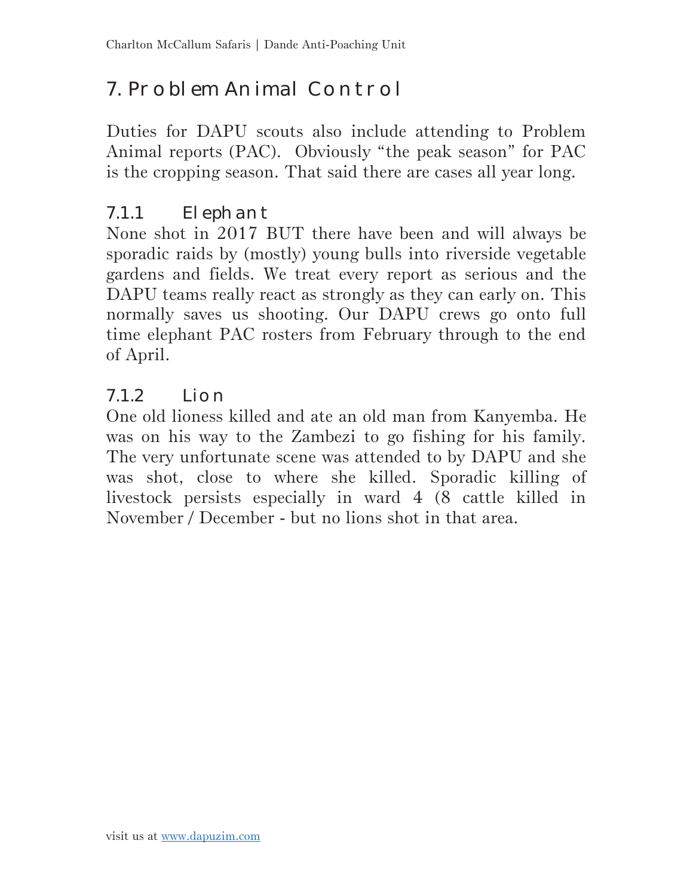# 7. Problem Animal Control

Duties for DAPU scouts also include attending to Problem Animal reports (PAC). Obviously "the peak season" for PAC is the cropping season. That said there are cases all year long.

## 7.1.1 Elephant

None shot in 2017 BUT there have been and will always be sporadic raids by (mostly) young bulls into riverside vegetable gardens and fields. We treat every report as serious and the DAPU teams really react as strongly as they can early on. This normally saves us shooting. Our DAPU crews go onto full time elephant PAC rosters from February through to the end of April.

## 7.1.2 Lion

One old lioness killed and ate an old man from Kanyemba. He was on his way to the Zambezi to go fishing for his family. The very unfortunate scene was attended to by DAPU and she was shot, close to where she killed. Sporadic killing of livestock persists especially in ward 4 (8 cattle killed in November / December - but no lions shot in that area.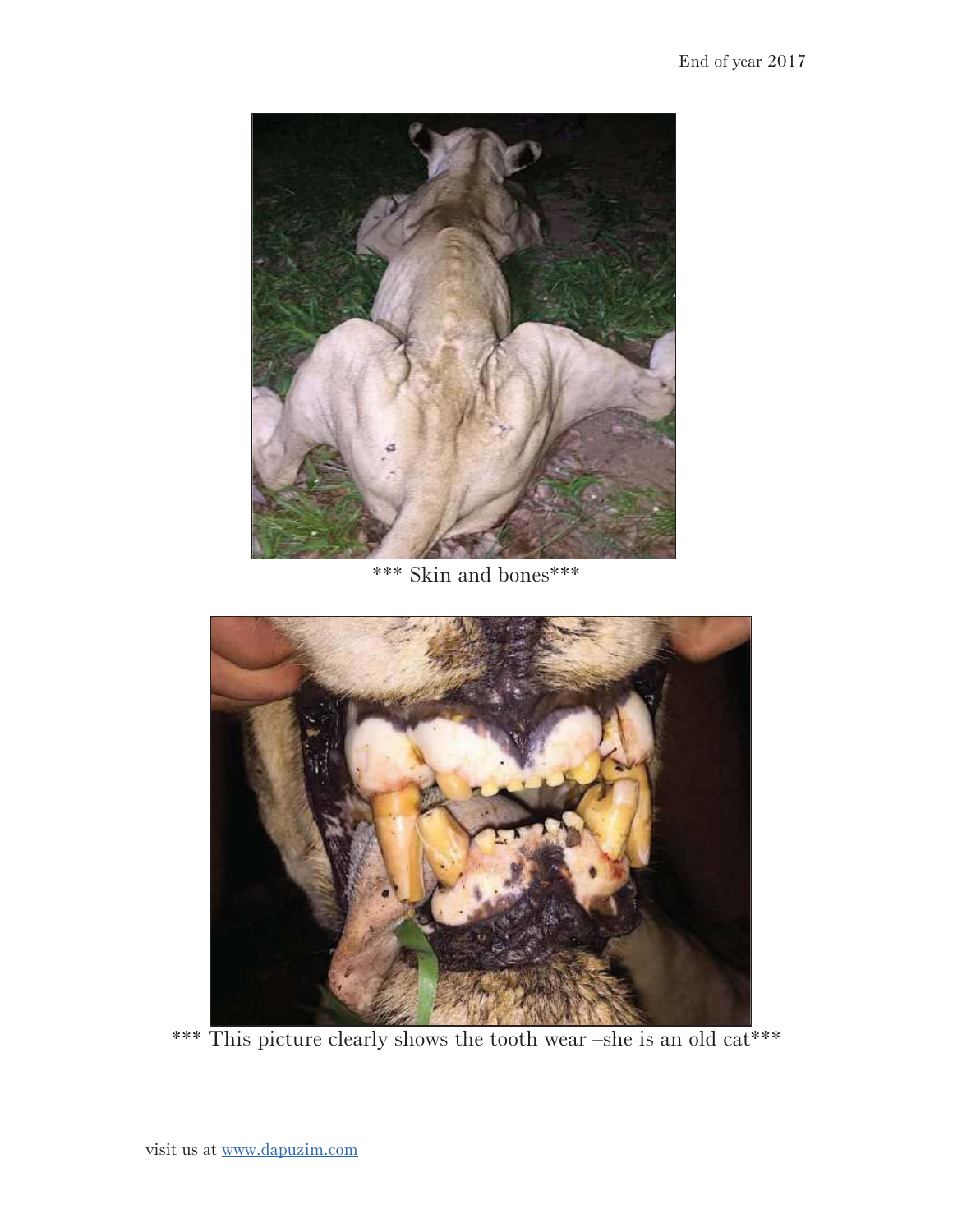*** Skin and bones***

*** This picture clearly shows the tooth wear –she is an old cat***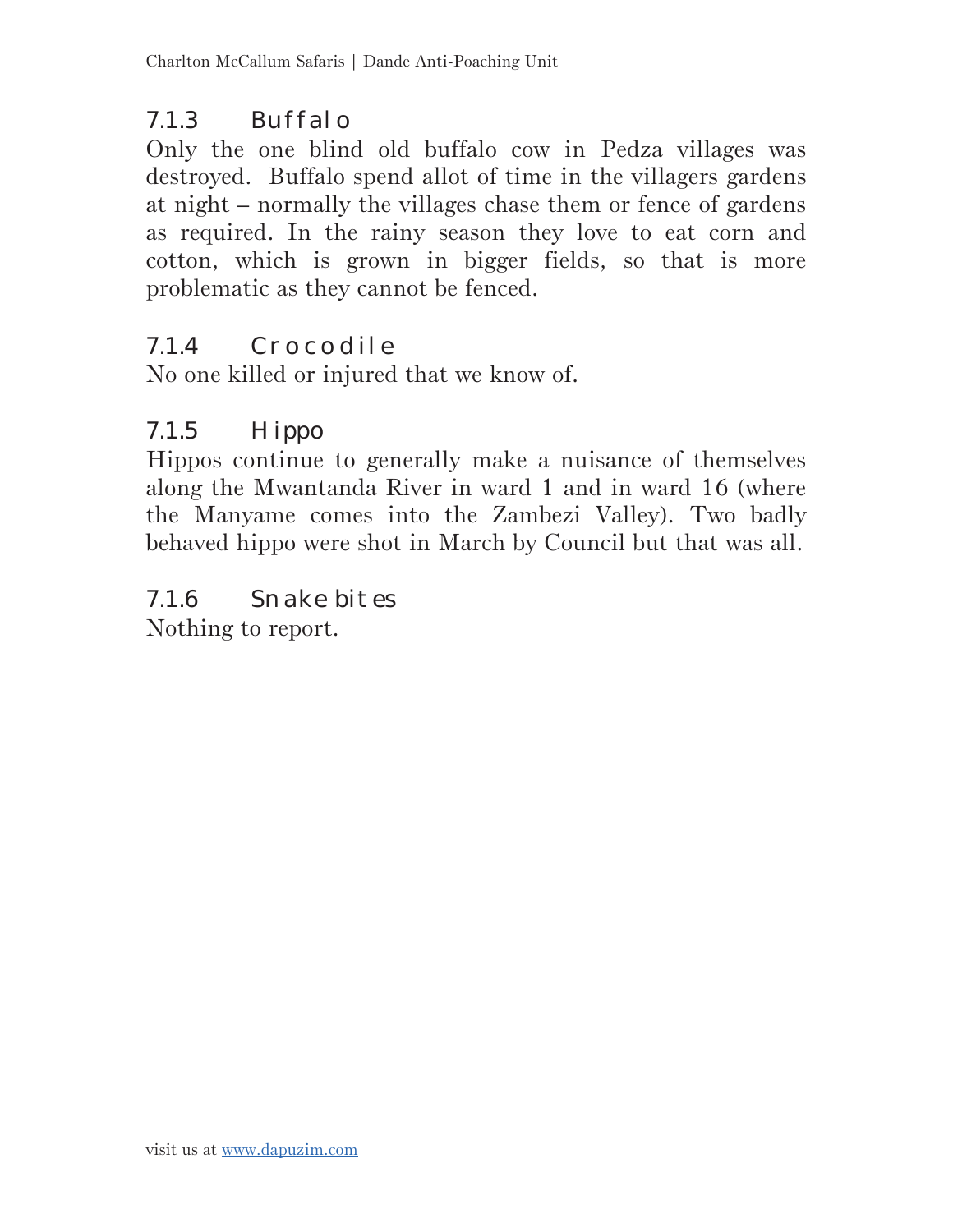### 7.1.3 Buffalo

Only the one blind old buffalo cow in Pedza villages was destroyed. Buffalo spend allot of time in the villagers gardens at night – normally the villages chase them or fence of gardens as required. In the rainy season they love to eat corn and cotton, which is grown in bigger fields, so that is more problematic as they cannot be fenced.

### 7.1.4 Crocodile

No one killed or injured that we know of.

### 7.1.5 Hippo

Hippos continue to generally make a nuisance of themselves along the Mwantanda River in ward 1 and in ward 16 (where the Manyame comes into the Zambezi Valley). Two badly behaved hippo were shot in March by Council but that was all.

### 7.1.6 Snake bites

Nothing to report.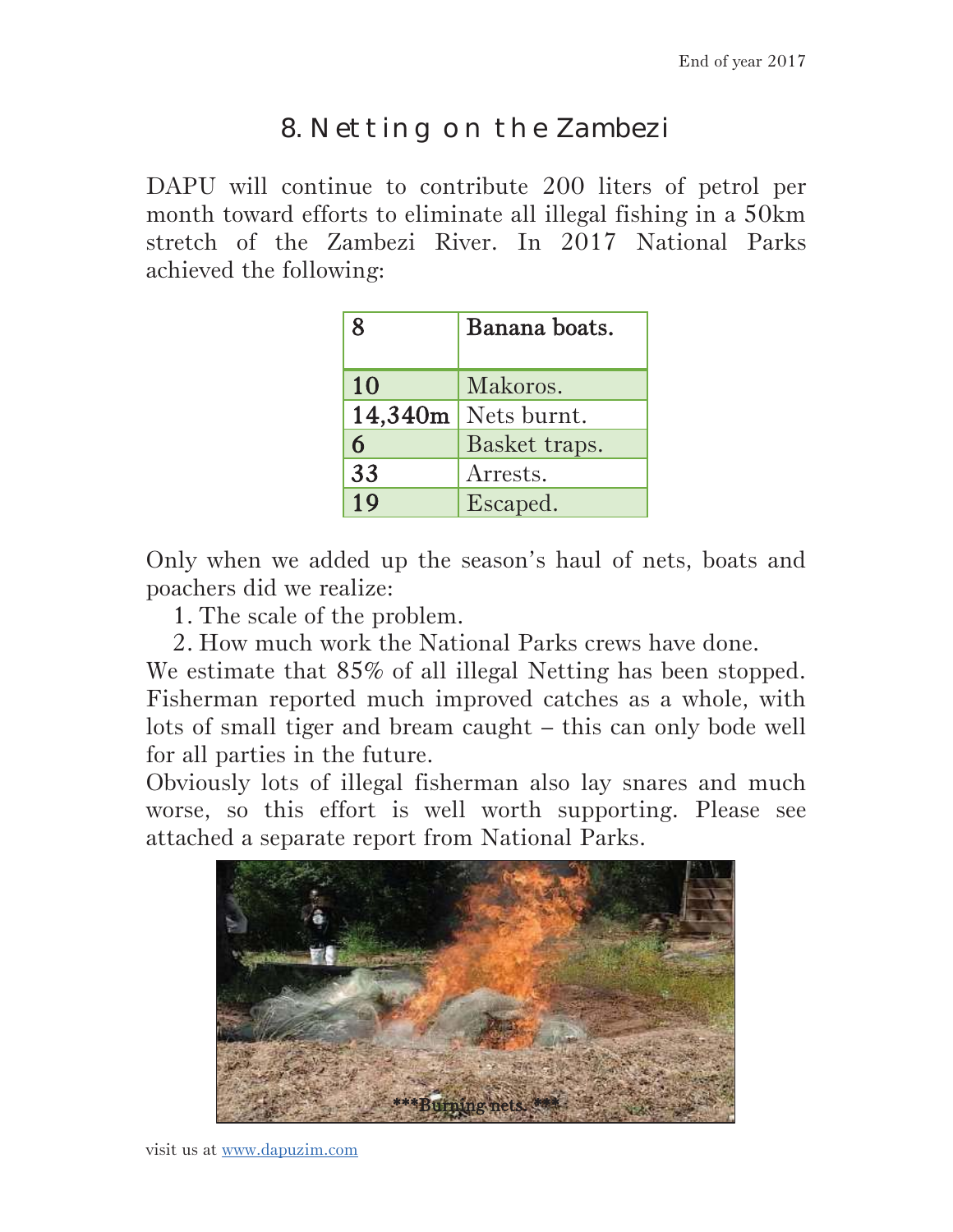# 8. Netting on the Zambezi

DAPU will continue to contribute 200 liters of petrol per month toward efforts to eliminate all illegal fishing in a 50km stretch of the Zambezi River. In 2017 National Parks achieved the following:

| 8 | Banana boats. |
|---|---|
| 10 | Makoros. |
| 14,340m | Nets burnt. |
| 6 | Basket traps. |
| 33 | Arrests. |
| 19 | Escaped. |

Only when we added up the season's haul of nets, boats and poachers did we realize:

1. The scale of the problem.
2. How much work the National Parks crews have done.

We estimate that 85% of all illegal Netting has been stopped. Fisherman reported much improved catches as a whole, with lots of small tiger and bream caught – this can only bode well for all parties in the future.

Obviously lots of illegal fisherman also lay snares and much worse, so this effort is well worth supporting. Please see attached a separate report from National Parks.

***Burning nets.***

visit us at www.dapuzim.com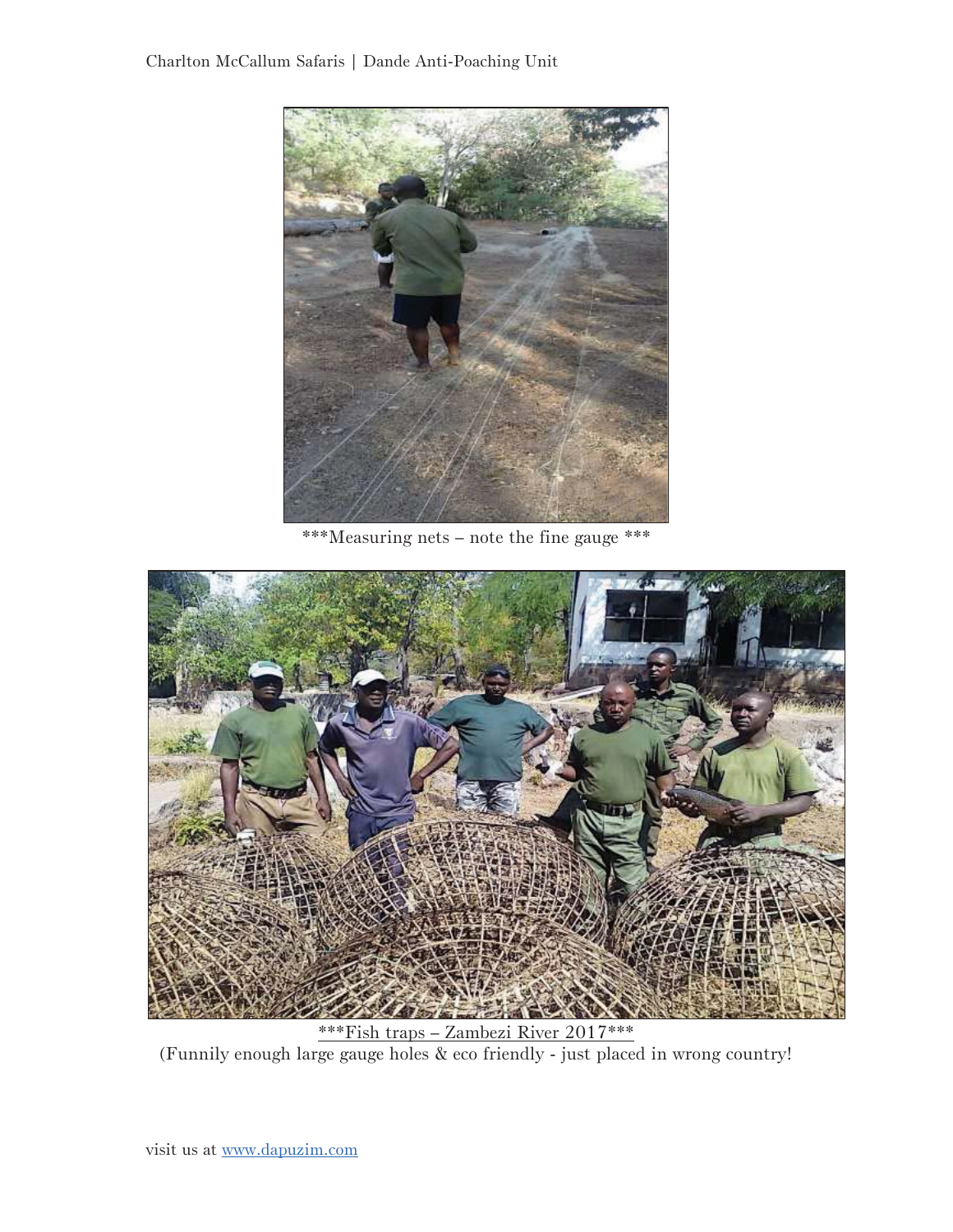***Measuring nets – note the fine gauge ***

***Fish traps – Zambezi River 2017***

(Funnily enough large gauge holes & eco friendly - just placed in wrong country!

visit us at [www.dapuzim.com](http://www.dapuzim.com)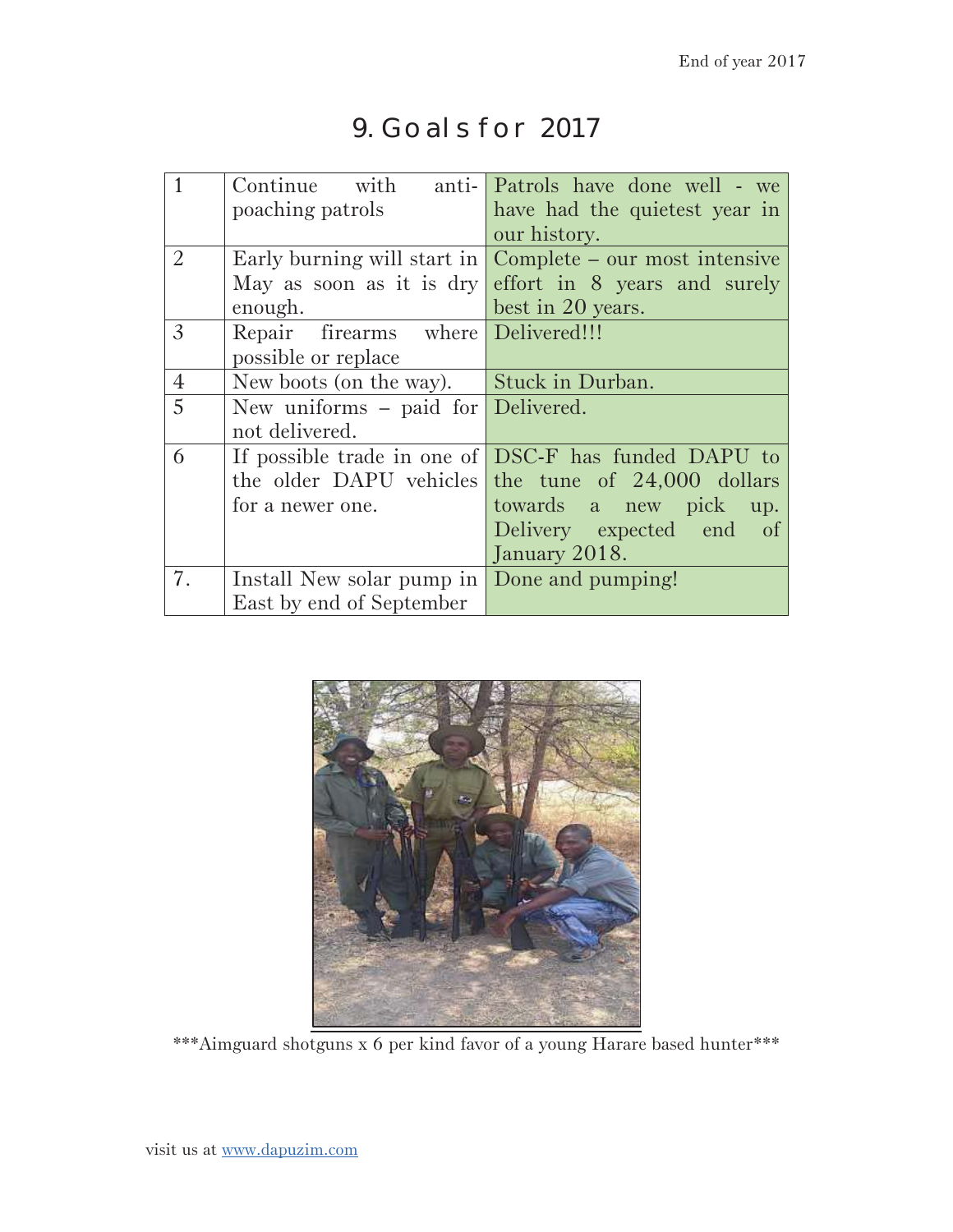# 9. Goals for 2017

| | | |
|---|---|---|
| 1 | Continue with anti-poaching patrols | Patrols have done well - we have had the quietest year in our history. |
| 2 | Early burning will start in May as soon as it is dry enough. | Complete – our most intensive effort in 8 years and surely best in 20 years. |
| 3 | Repair firearms where possible or replace | Delivered!!! |
| 4 | New boots (on the way). | Stuck in Durban. |
| 5 | New uniforms – paid for not delivered. | Delivered. |
| 6 | If possible trade in one of the older DAPU vehicles for a newer one. | DSC-F has funded DAPU to the tune of 24,000 dollars towards a new pick up. Delivery expected end of January 2018. |
| 7. | Install New solar pump in East by end of September | Done and pumping! |

***Aimguard shotguns x 6 per kind favor of a young Harare based hunter***

visit us at www.dapuzim.com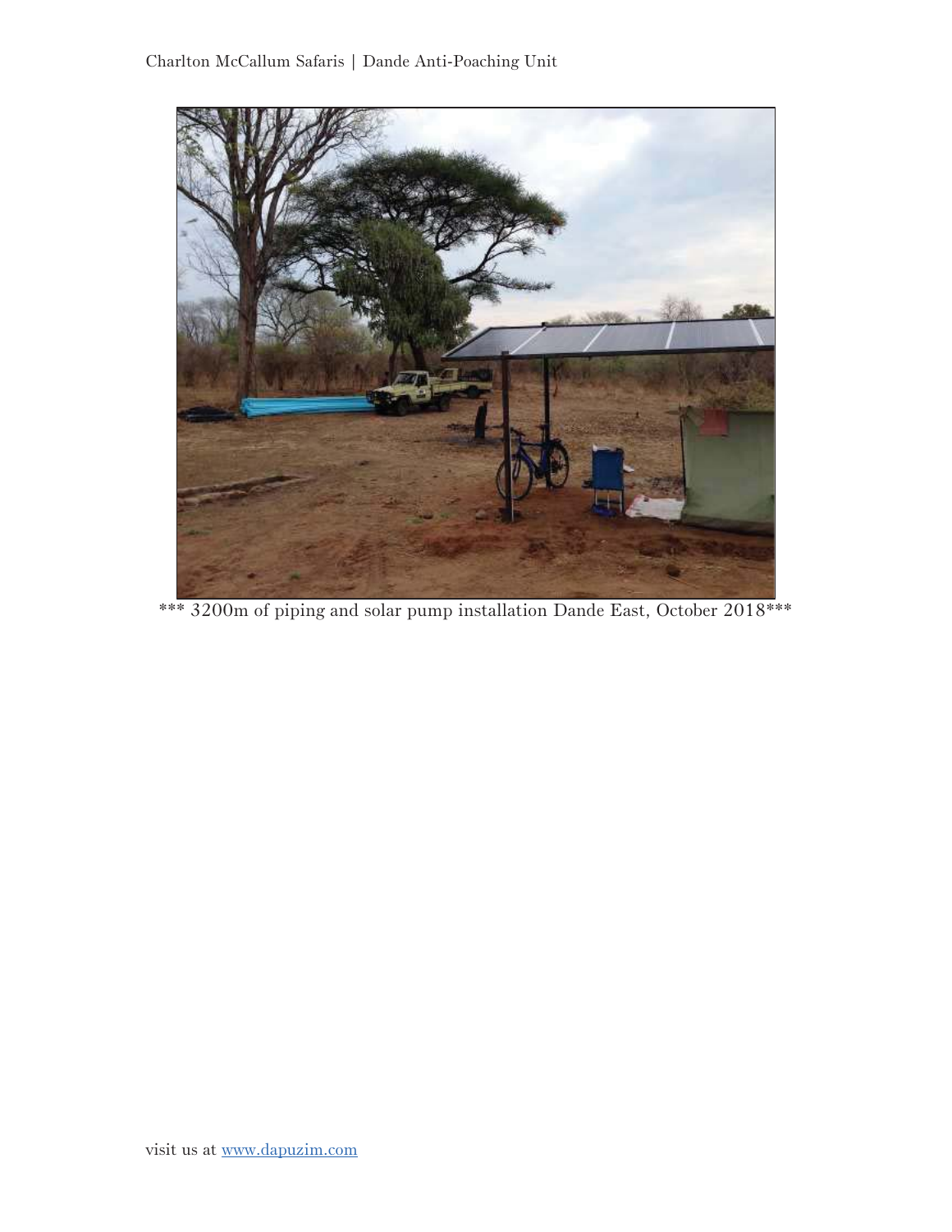*** 3200m of piping and solar pump installation Dande East, October 2018***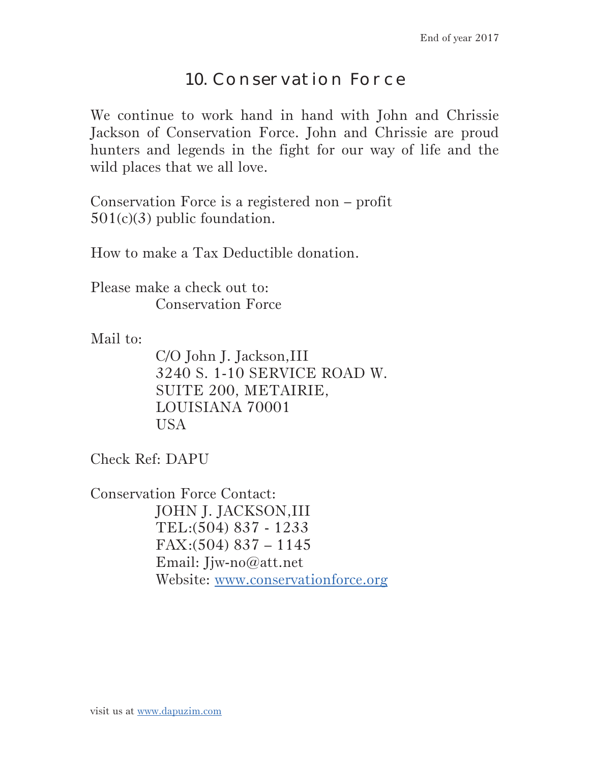## 10. Conservation Force

We continue to work hand in hand with John and Chrissie Jackson of Conservation Force. John and Chrissie are proud hunters and legends in the fight for our way of life and the wild places that we all love.

Conservation Force is a registered non – profit
501(c)(3) public foundation.

How to make a Tax Deductible donation.

Please make a check out to:
Conservation Force

Mail to:

C/O John J. Jackson,III
3240 S. 1-10 SERVICE ROAD W.
SUITE 200, METAIRIE,
LOUISIANA 70001
USA

Check Ref: DAPU

Conservation Force Contact:

JOHN J. JACKSON,III
TEL:(504) 837 - 1233
FAX:(504) 837 – 1145
Email: Jjw-no@att.net
Website: [www.conservationforce.org](http://www.conservationforce.org)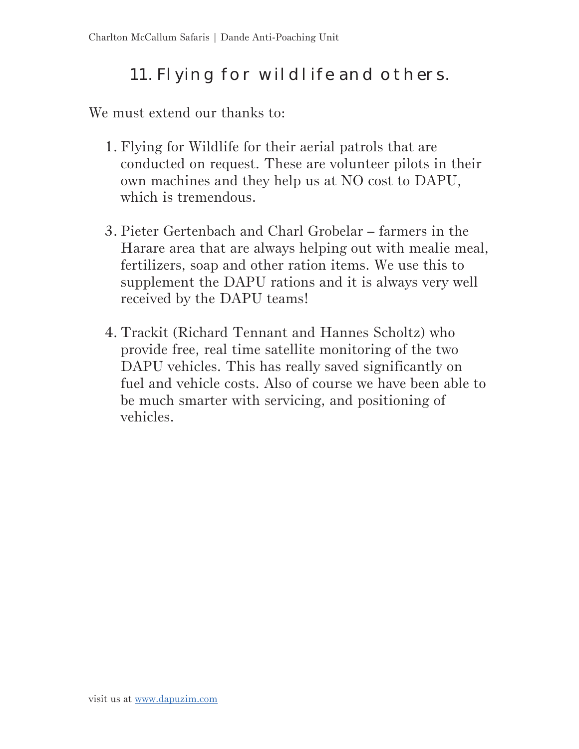## 11. Flying for wildlife and others.

We must extend our thanks to:

1. Flying for Wildlife for their aerial patrols that are conducted on request. These are volunteer pilots in their own machines and they help us at NO cost to DAPU, which is tremendous.

3. Pieter Gertenbach and Charl Grobelar – farmers in the Harare area that are always helping out with mealie meal, fertilizers, soap and other ration items. We use this to supplement the DAPU rations and it is always very well received by the DAPU teams!

4. Trackit (Richard Tennant and Hannes Scholtz) who provide free, real time satellite monitoring of the two DAPU vehicles. This has really saved significantly on fuel and vehicle costs. Also of course we have been able to be much smarter with servicing, and positioning of vehicles.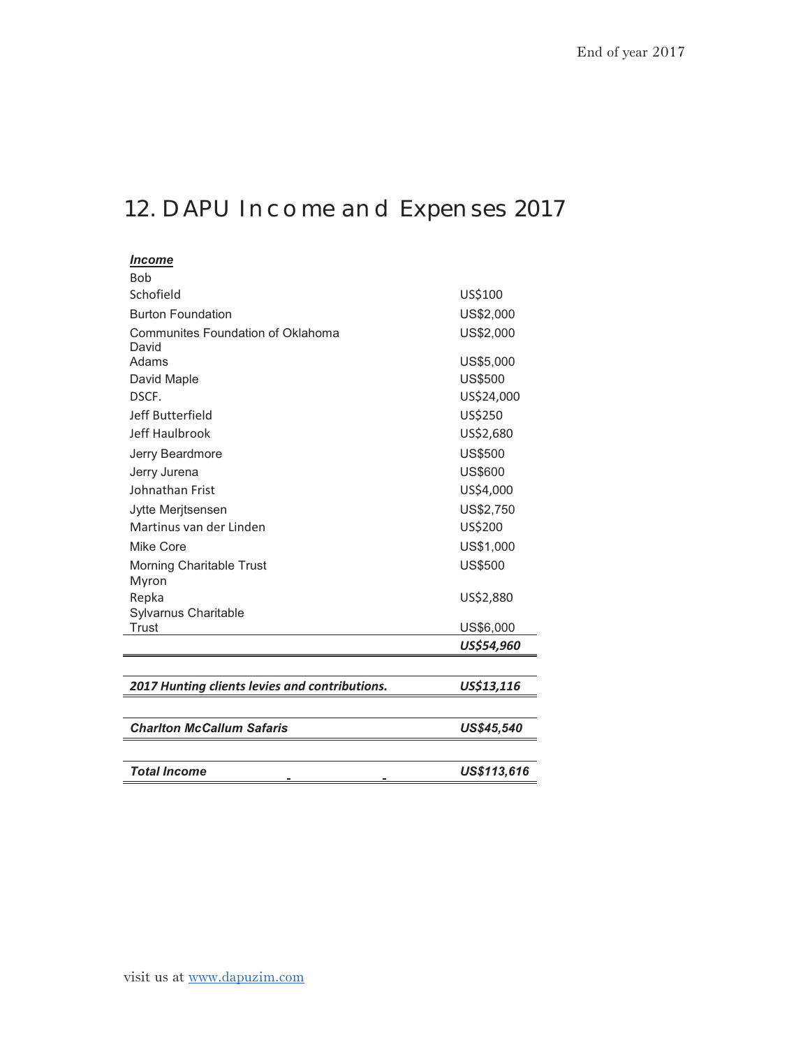# 12. DAPU Income and Expenses 2017

| ***Income*** | |
|---|---|
| Bob Schofield | US$100 |
| Burton Foundation | US$2,000 |
| Communites Foundation of Oklahoma | US$2,000 |
| David Adams | US$5,000 |
| David Maple | US$500 |
| DSCF. | US$24,000 |
| Jeff Butterfield | US$250 |
| Jeff Haulbrook | US$2,680 |
| Jerry Beardmore | US$500 |
| Jerry Jurena | US$600 |
| Johnathan Frist | US$4,000 |
| Jytte Merjtsensen | US$2,750 |
| Martinus van der Linden | US$200 |
| Mike Core | US$1,000 |
| Morning Charitable Trust | US$500 |
| Myron Repka | US$2,880 |
| Sylvarnus Charitable Trust | US$6,000 |
| | ***US$54,960*** |
| ***2017 Hunting clients levies and contributions.*** | ***US$13,116*** |
| ***Charlton McCallum Safaris*** | ***US$45,540*** |
| ***Total Income*** | ***US$113,616*** |

visit us at www.dapuzim.com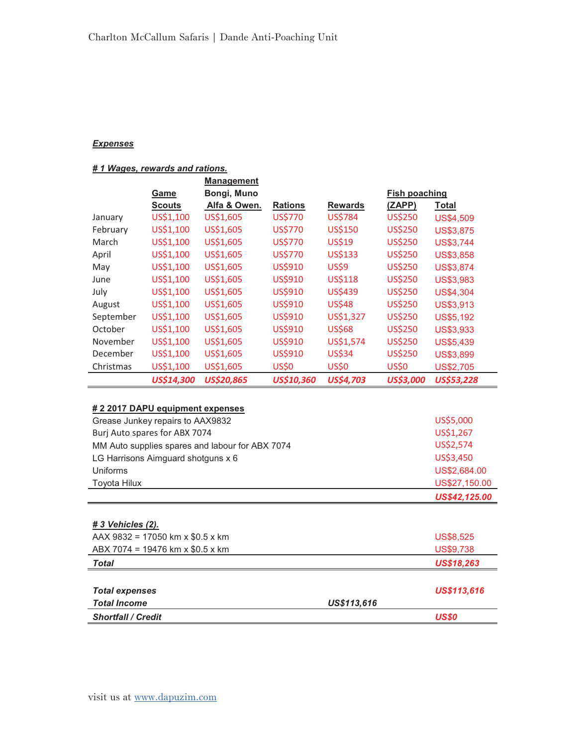***Expenses***

***# 1 Wages, rewards and rations.***

| | Game Scouts | Management Bongi, Muno Alfa & Owen. | Rations | Rewards | Fish poaching (ZAPP) | Total |
|---|---|---|---|---|---|---|
| January | US$1,100 | US$1,605 | US$770 | US$784 | US$250 | US$4,509 |
| February | US$1,100 | US$1,605 | US$770 | US$150 | US$250 | US$3,875 |
| March | US$1,100 | US$1,605 | US$770 | US$19 | US$250 | US$3,744 |
| April | US$1,100 | US$1,605 | US$770 | US$133 | US$250 | US$3,858 |
| May | US$1,100 | US$1,605 | US$910 | US$9 | US$250 | US$3,874 |
| June | US$1,100 | US$1,605 | US$910 | US$118 | US$250 | US$3,983 |
| July | US$1,100 | US$1,605 | US$910 | US$439 | US$250 | US$4,304 |
| August | US$1,100 | US$1,605 | US$910 | US$48 | US$250 | US$3,913 |
| September | US$1,100 | US$1,605 | US$910 | US$1,327 | US$250 | US$5,192 |
| October | US$1,100 | US$1,605 | US$910 | US$68 | US$250 | US$3,933 |
| November | US$1,100 | US$1,605 | US$910 | US$1,574 | US$250 | US$5,439 |
| December | US$1,100 | US$1,605 | US$910 | US$34 | US$250 | US$3,899 |
| Christmas | US$1,100 | US$1,605 | US$0 | US$0 | US$0 | US$2,705 |
| | ***US$14,300*** | ***US$20,865*** | ***US$10,360*** | ***US$4,703*** | ***US$3,000*** | ***US$53,228*** |

**# 2 2017 DAPU equipment expenses**

| | |
|---|---|
| Grease Junkey repairs to AAX9832 | US$5,000 |
| Burj Auto spares for ABX 7074 | US$1,267 |
| MM Auto supplies spares and labour for ABX 7074 | US$2,574 |
| LG Harrisons Aimguard shotguns x 6 | US$3,450 |
| Uniforms | US$2,684.00 |
| Toyota Hilux | US$27,150.00 |
| | ***US$42,125.00*** |

***# 3 Vehicles (2).***

| | |
|---|---|
| AAX 9832 = 17050 km x $0.5 x km | US$8,525 |
| ABX 7074 = 19476 km x $0.5 x km | US$9,738 |
| ***Total*** | ***US$18,263*** |

| | | |
|---|---|---|
| ***Total expenses*** | | ***US$113,616*** |
| ***Total Income*** | ***US$113,616*** | |
| ***Shortfall / Credit*** | | ***US$0*** |

visit us at www.dapuzim.com